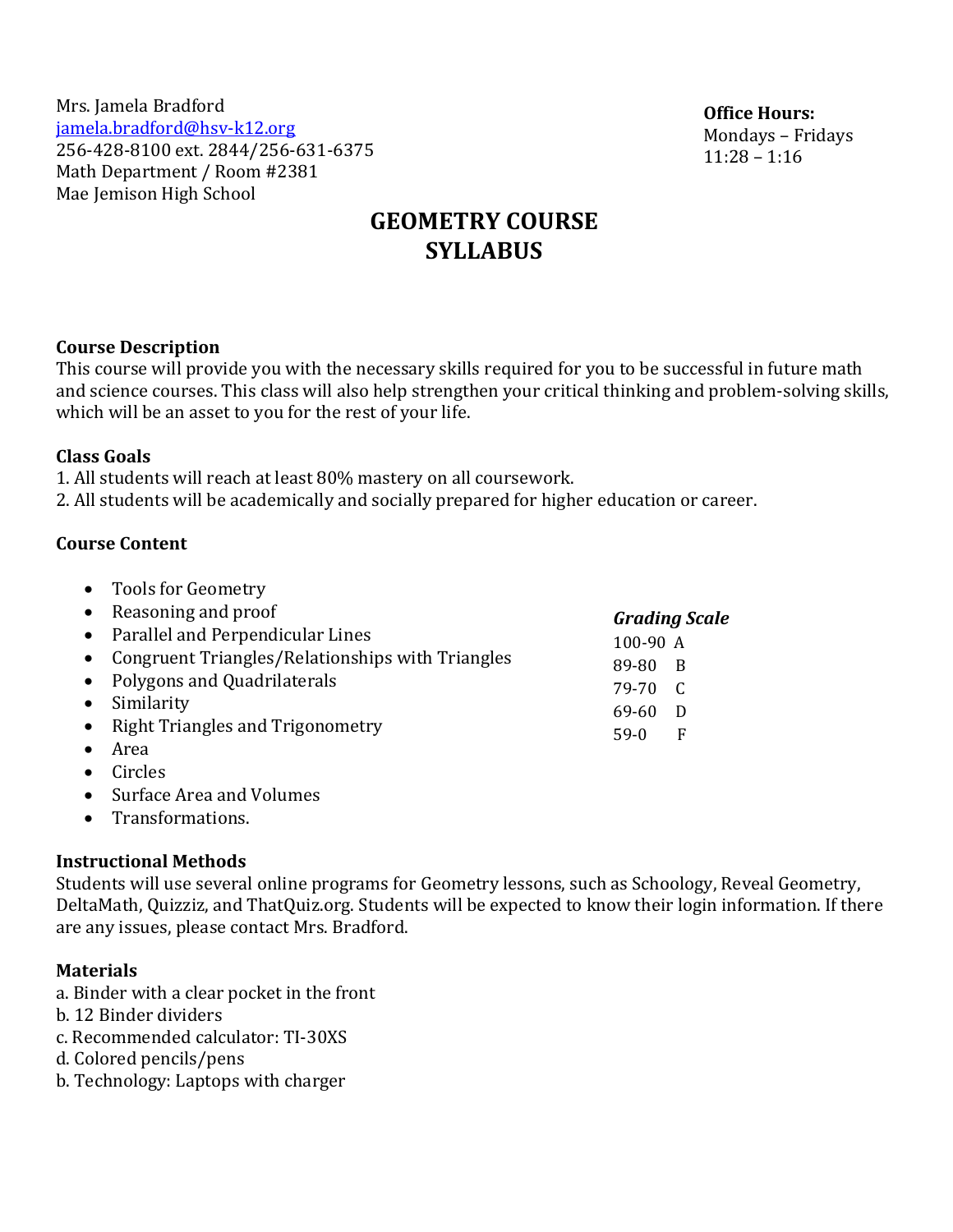Mrs. Jamela Bradford
jamela.bradford@hsv-k12.org
256-428-8100 ext. 2844/256-631-6375
Math Department / Room #2381
Mae Jemison High School

**Office Hours:**
Mondays – Fridays
11:28 – 1:16

# GEOMETRY COURSE SYLLABUS

**Course Description**
This course will provide you with the necessary skills required for you to be successful in future math and science courses. This class will also help strengthen your critical thinking and problem-solving skills, which will be an asset to you for the rest of your life.

**Class Goals**
1. All students will reach at least 80% mastery on all coursework.
2. All students will be academically and socially prepared for higher education or career.

**Course Content**

- Tools for Geometry
- Reasoning and proof
- Parallel and Perpendicular Lines
- Congruent Triangles/Relationships with Triangles
- Polygons and Quadrilaterals
- Similarity
- Right Triangles and Trigonometry
- Area
- Circles
- Surface Area and Volumes
- Transformations.

***Grading Scale***

| Range | Grade |
|---|---|
| 100-90 | A |
| 89-80 | B |
| 79-70 | C |
| 69-60 | D |
| 59-0 | F |

**Instructional Methods**
Students will use several online programs for Geometry lessons, such as Schoology, Reveal Geometry, DeltaMath, Quizziz, and ThatQuiz.org. Students will be expected to know their login information. If there are any issues, please contact Mrs. Bradford.

**Materials**
a. Binder with a clear pocket in the front
b. 12 Binder dividers
c. Recommended calculator: TI-30XS
d. Colored pencils/pens
b. Technology: Laptops with charger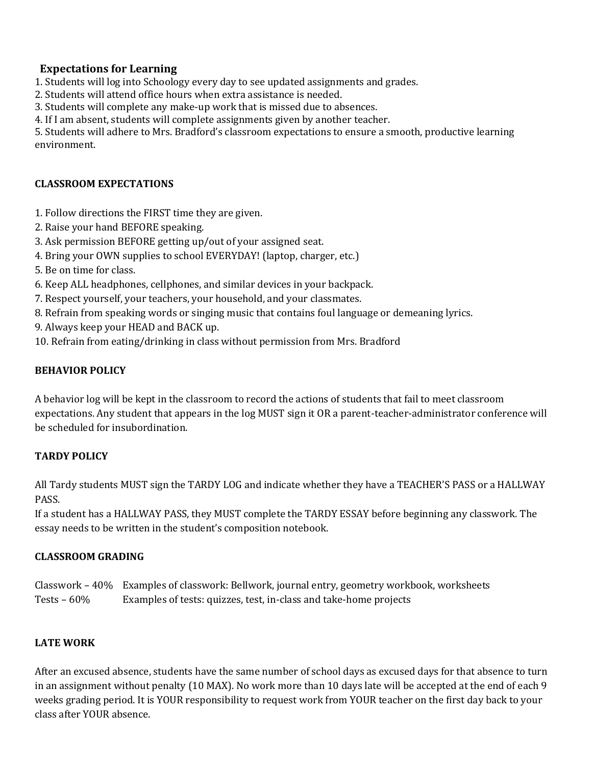## Expectations for Learning

1. Students will log into Schoology every day to see updated assignments and grades.
2. Students will attend office hours when extra assistance is needed.
3. Students will complete any make-up work that is missed due to absences.
4. If I am absent, students will complete assignments given by another teacher.
5. Students will adhere to Mrs. Bradford's classroom expectations to ensure a smooth, productive learning environment.

### CLASSROOM EXPECTATIONS

1. Follow directions the FIRST time they are given.
2. Raise your hand BEFORE speaking.
3. Ask permission BEFORE getting up/out of your assigned seat.
4. Bring your OWN supplies to school EVERYDAY! (laptop, charger, etc.)
5. Be on time for class.
6. Keep ALL headphones, cellphones, and similar devices in your backpack.
7. Respect yourself, your teachers, your household, and your classmates.
8. Refrain from speaking words or singing music that contains foul language or demeaning lyrics.
9. Always keep your HEAD and BACK up.
10. Refrain from eating/drinking in class without permission from Mrs. Bradford

### BEHAVIOR POLICY

A behavior log will be kept in the classroom to record the actions of students that fail to meet classroom expectations. Any student that appears in the log MUST sign it OR a parent-teacher-administrator conference will be scheduled for insubordination.

### TARDY POLICY

All Tardy students MUST sign the TARDY LOG and indicate whether they have a TEACHER'S PASS or a HALLWAY PASS.

If a student has a HALLWAY PASS, they MUST complete the TARDY ESSAY before beginning any classwork. The essay needs to be written in the student's composition notebook.

### CLASSROOM GRADING

| | |
|---|---|
| Classwork – 40% | Examples of classwork: Bellwork, journal entry, geometry workbook, worksheets |
| Tests – 60% | Examples of tests: quizzes, test, in-class and take-home projects |

### LATE WORK

After an excused absence, students have the same number of school days as excused days for that absence to turn in an assignment without penalty (10 MAX). No work more than 10 days late will be accepted at the end of each 9 weeks grading period. It is YOUR responsibility to request work from YOUR teacher on the first day back to your class after YOUR absence.